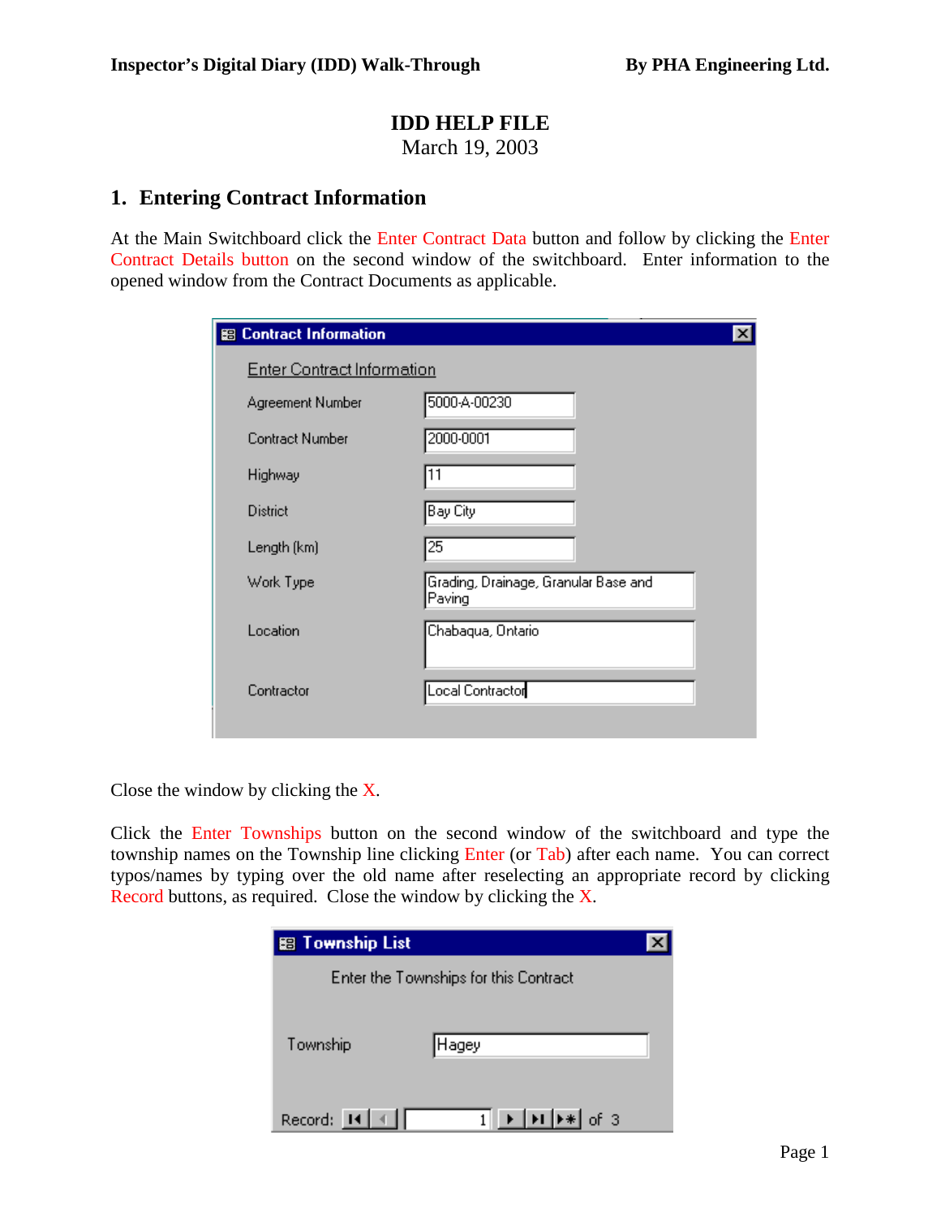# IDD HELP FILE

March 19, 2003

## 1. Entering Contract Information

At the Main Switchboard click the Enter Contract Data button and follow by clicking the Enter Contract Details button on the second window of the switchboard. Enter information to the opened window from the Contract Documents as applicable.

**Contract Information**

Enter Contract Information

| | |
|---|---|
| Agreement Number | 5000-A-00230 |
| Contract Number | 2000-0001 |
| Highway | 11 |
| District | Bay City |
| Length (km) | 25 |
| Work Type | Grading, Drainage, Granular Base and Paving |
| Location | Chabaqua, Ontario |
| Contractor | Local Contractor |

Close the window by clicking the X.

Click the Enter Townships button on the second window of the switchboard and type the township names on the Township line clicking Enter (or Tab) after each name. You can correct typos/names by typing over the old name after reselecting an appropriate record by clicking Record buttons, as required. Close the window by clicking the X.

**Township List**

Enter the Townships for this Contract

Township: Hagey

Record: 1 of 3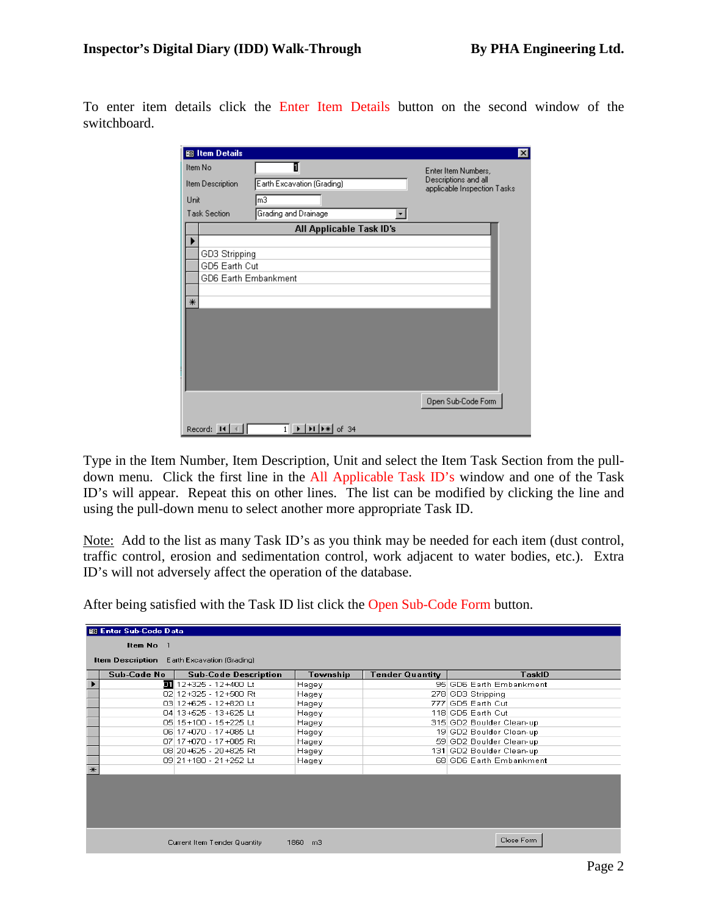To enter item details click the Enter Item Details button on the second window of the switchboard.

**Item Details**

| | |
|---|---|
| Item No | 1 |
| Item Description | Earth Excavation (Grading) |
| Unit | m3 |
| Task Section | Grading and Drainage |

Enter Item Numbers, Descriptions and all applicable Inspection Tasks

| All Applicable Task ID's |
|---|
| |
| GD3 Stripping |
| GD5 Earth Cut |
| GD6 Earth Embankment |
| |

Open Sub-Code Form

Record: 1 of 34

Type in the Item Number, Item Description, Unit and select the Item Task Section from the pull-down menu. Click the first line in the All Applicable Task ID's window and one of the Task ID's will appear. Repeat this on other lines. The list can be modified by clicking the line and using the pull-down menu to select another more appropriate Task ID.

Note: Add to the list as many Task ID's as you think may be needed for each item (dust control, traffic control, erosion and sedimentation control, work adjacent to water bodies, etc.). Extra ID's will not adversely affect the operation of the database.

After being satisfied with the Task ID list click the Open Sub-Code Form button.

**Enter Sub-Code Data**

Item No 1

Item Description Earth Excavation (Grading)

| Sub-Code No | Sub-Code Description | Township | Tender Quantity | TaskID |
|---|---|---|---|---|
| 01 | 12+325 - 12+400 Lt | Hagey | 95 | GD6 Earth Embankment |
| 02 | 12+325 - 12+500 Rt | Hagey | 278 | GD3 Stripping |
| 03 | 12+625 - 12+820 Lt | Hagey | 777 | GD5 Earth Cut |
| 04 | 13+525 - 13+625 Lt | Hagey | 118 | GD5 Earth Cut |
| 05 | 15+100 - 15+225 Lt | Hagey | 315 | GD2 Boulder Clean-up |
| 06 | 17+070 - 17+085 Lt | Hagey | 19 | GD2 Boulder Clean-up |
| 07 | 17+070 - 17+085 Rt | Hagey | 59 | GD2 Boulder Clean-up |
| 08 | 20+625 - 20+825 Rt | Hagey | 131 | GD2 Boulder Clean-up |
| 09 | 21+180 - 21+252 Lt | Hagey | 68 | GD6 Earth Embankment |

Current Item Tender Quantity 1860 m3

Close Form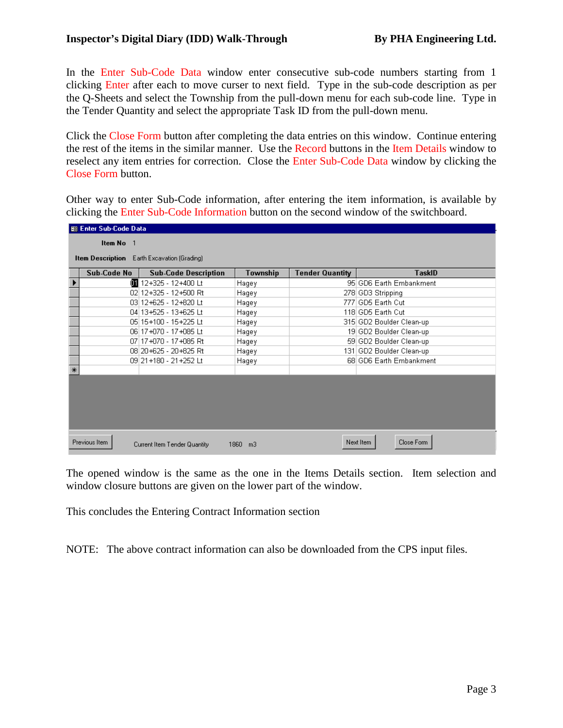In the Enter Sub-Code Data window enter consecutive sub-code numbers starting from 1 clicking Enter after each to move curser to next field. Type in the sub-code description as per the Q-Sheets and select the Township from the pull-down menu for each sub-code line. Type in the Tender Quantity and select the appropriate Task ID from the pull-down menu.

Click the Close Form button after completing the data entries on this window. Continue entering the rest of the items in the similar manner. Use the Record buttons in the Item Details window to reselect any item entries for correction. Close the Enter Sub-Code Data window by clicking the Close Form button.

Other way to enter Sub-Code information, after entering the item information, is available by clicking the Enter Sub-Code Information button on the second window of the switchboard.

**Enter Sub-Code Data**

**Item No** 1

**Item Description** Earth Excavation (Grading)

| Sub-Code No | Sub-Code Description | Township | Tender Quantity | TaskID |
|---|---|---|---|---|
| 01 | 12+325 - 12+400 Lt | Hagey | 95 | GD6 Earth Embankment |
| 02 | 12+325 - 12+500 Rt | Hagey | 278 | GD3 Stripping |
| 03 | 12+625 - 12+820 Lt | Hagey | 777 | GD5 Earth Cut |
| 04 | 13+525 - 13+625 Lt | Hagey | 118 | GD5 Earth Cut |
| 05 | 15+100 - 15+225 Lt | Hagey | 315 | GD2 Boulder Clean-up |
| 06 | 17+070 - 17+085 Lt | Hagey | 19 | GD2 Boulder Clean-up |
| 07 | 17+070 - 17+085 Rt | Hagey | 59 | GD2 Boulder Clean-up |
| 08 | 20+625 - 20+825 Rt | Hagey | 131 | GD2 Boulder Clean-up |
| 09 | 21+180 - 21+252 Lt | Hagey | 68 | GD6 Earth Embankment |

Previous Item | Current Item Tender Quantity 1860 m3 | Next Item | Close Form

The opened window is the same as the one in the Items Details section. Item selection and window closure buttons are given on the lower part of the window.

This concludes the Entering Contract Information section

NOTE: The above contract information can also be downloaded from the CPS input files.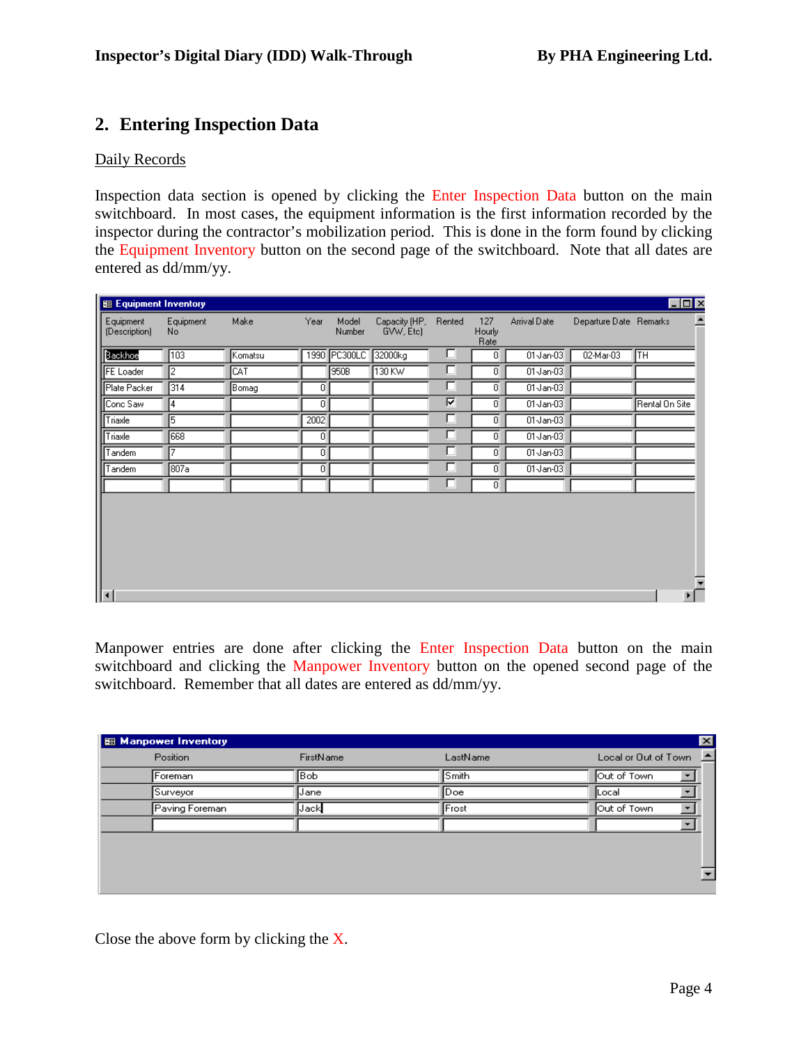## 2. Entering Inspection Data

Daily Records

Inspection data section is opened by clicking the Enter Inspection Data button on the main switchboard. In most cases, the equipment information is the first information recorded by the inspector during the contractor's mobilization period. This is done in the form found by clicking the Equipment Inventory button on the second page of the switchboard. Note that all dates are entered as dd/mm/yy.

**Equipment Inventory**

| Equipment (Description) | Equipment No | Make | Year | Model Number | Capacity (HP, GVW, Etc) | Rented | 127 Hourly Rate | Arrival Date | Departure Date | Remarks |
|---|---|---|---|---|---|---|---|---|---|---|
| Backhoe | 103 | Komatsu | 1990 | PC300LC | 32000kg | ☐ | 0 | 01-Jan-03 | 02-Mar-03 | TH |
| FE Loader | 2 | CAT | | 950B | 130 KW | ☐ | 0 | 01-Jan-03 | | |
| Plate Packer | 314 | Bomag | 0 | | | ☐ | 0 | 01-Jan-03 | | |
| Conc Saw | 4 | | 0 | | | ☑ | 0 | 01-Jan-03 | | Rental On Site |
| Triaxle | 5 | | 2002 | | | ☐ | 0 | 01-Jan-03 | | |
| Triaxle | 668 | | 0 | | | ☐ | 0 | 01-Jan-03 | | |
| Tandem | 7 | | 0 | | | ☐ | 0 | 01-Jan-03 | | |
| Tandem | 807a | | 0 | | | ☐ | 0 | 01-Jan-03 | | |
| | | | | | | ☐ | 0 | | | |

Manpower entries are done after clicking the Enter Inspection Data button on the main switchboard and clicking the Manpower Inventory button on the opened second page of the switchboard. Remember that all dates are entered as dd/mm/yy.

**Manpower Inventory**

| Position | FirstName | LastName | Local or Out of Town |
|---|---|---|---|
| Foreman | Bob | Smith | Out of Town |
| Surveyor | Jane | Doe | Local |
| Paving Foreman | Jack | Frost | Out of Town |
| | | | |

Close the above form by clicking the X.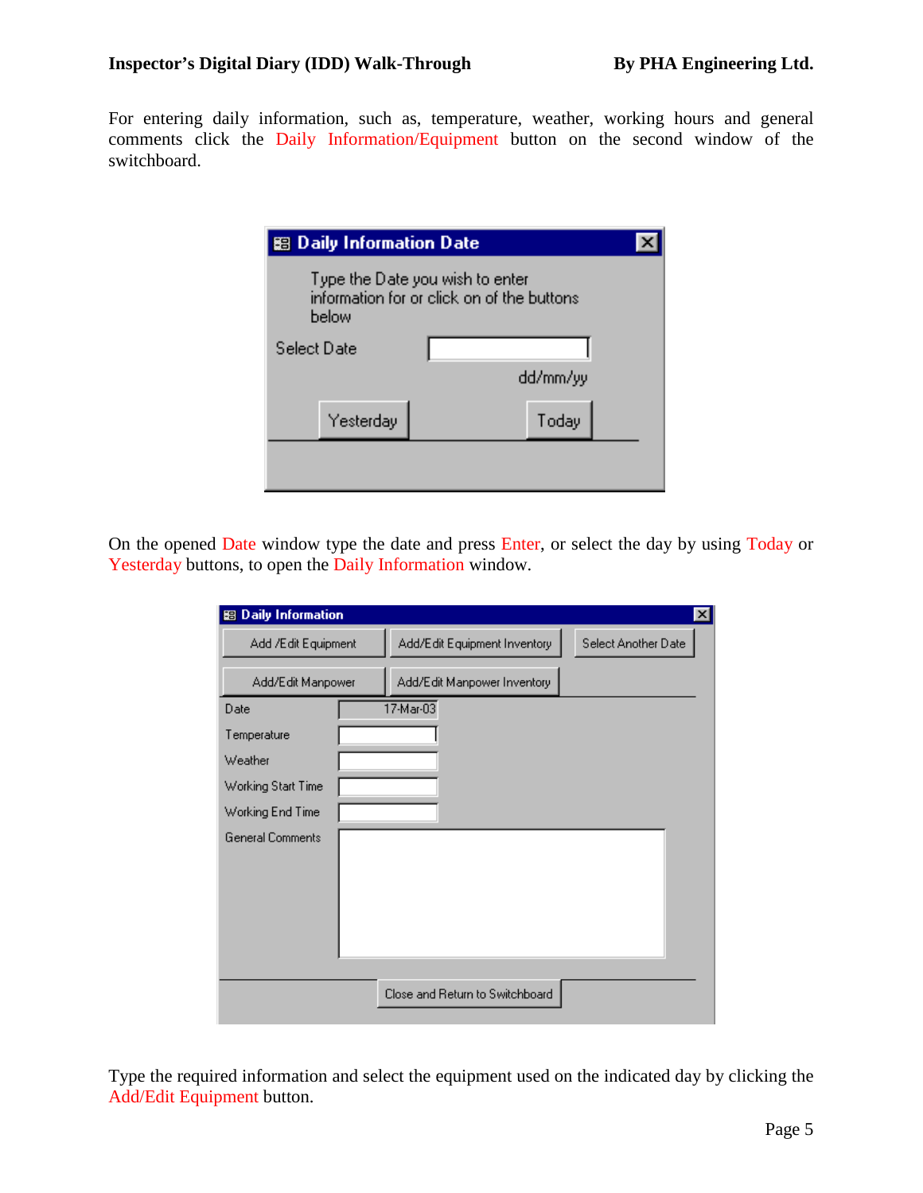For entering daily information, such as, temperature, weather, working hours and general comments click the Daily Information/Equipment button on the second window of the switchboard.

**Daily Information Date**

Type the Date you wish to enter information for or click on of the buttons below

Select Date ______ dd/mm/yy

[Yesterday] [Today]

On the opened Date window type the date and press Enter, or select the day by using Today or Yesterday buttons, to open the Daily Information window.

**Daily Information**

[Add /Edit Equipment] [Add/Edit Equipment Inventory] [Select Another Date]

[Add/Edit Manpower] [Add/Edit Manpower Inventory]

Date: 17-Mar-03
Temperature
Weather
Working Start Time
Working End Time
General Comments

[Close and Return to Switchboard]

Type the required information and select the equipment used on the indicated day by clicking the Add/Edit Equipment button.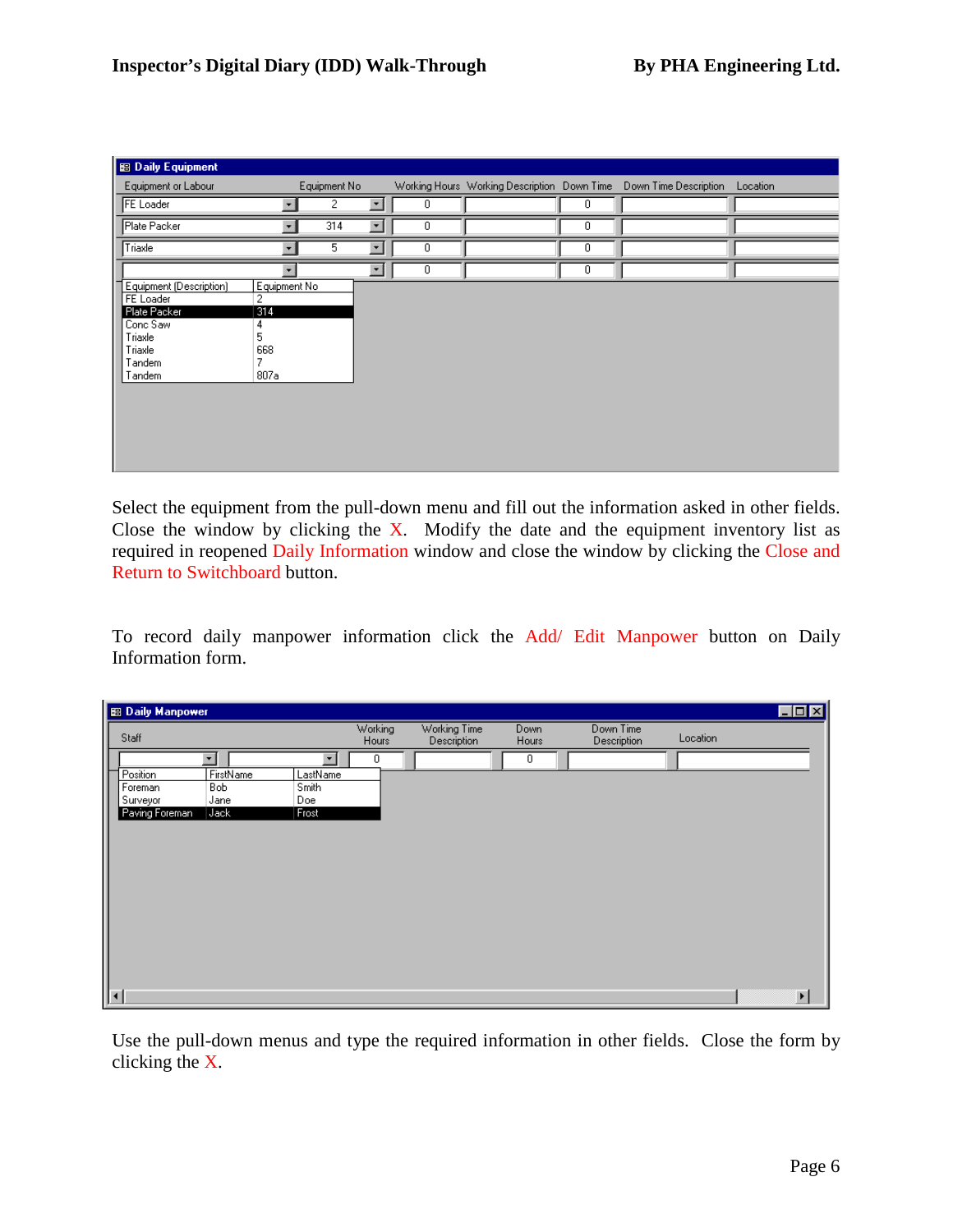**Daily Equipment**

| Equipment or Labour | Equipment No | Working Hours | Working Description | Down Time | Down Time Description | Location |
|---|---|---|---|---|---|---|
| FE Loader | 2 | 0 | | 0 | | |
| Plate Packer | 314 | 0 | | 0 | | |
| Triaxle | 5 | 0 | | 0 | | |
| | | 0 | | 0 | | |

| Equipment (Description) | Equipment No |
|---|---|
| FE Loader | 2 |
| Plate Packer | 314 |
| Conc Saw | 4 |
| Triaxle | 5 |
| Triaxle | 668 |
| Tandem | 7 |
| Tandem | 807a |

Select the equipment from the pull-down menu and fill out the information asked in other fields. Close the window by clicking the X. Modify the date and the equipment inventory list as required in reopened Daily Information window and close the window by clicking the Close and Return to Switchboard button.

To record daily manpower information click the Add/ Edit Manpower button on Daily Information form.

**Daily Manpower**

| Staff | | Working Hours | Working Time Description | Down Hours | Down Time Description | Location |
|---|---|---|---|---|---|---|
| | | 0 | | 0 | | |

| Position | FirstName | LastName |
|---|---|---|
| Foreman | Bob | Smith |
| Surveyor | Jane | Doe |
| Paving Foreman | Jack | Frost |

Use the pull-down menus and type the required information in other fields. Close the form by clicking the X.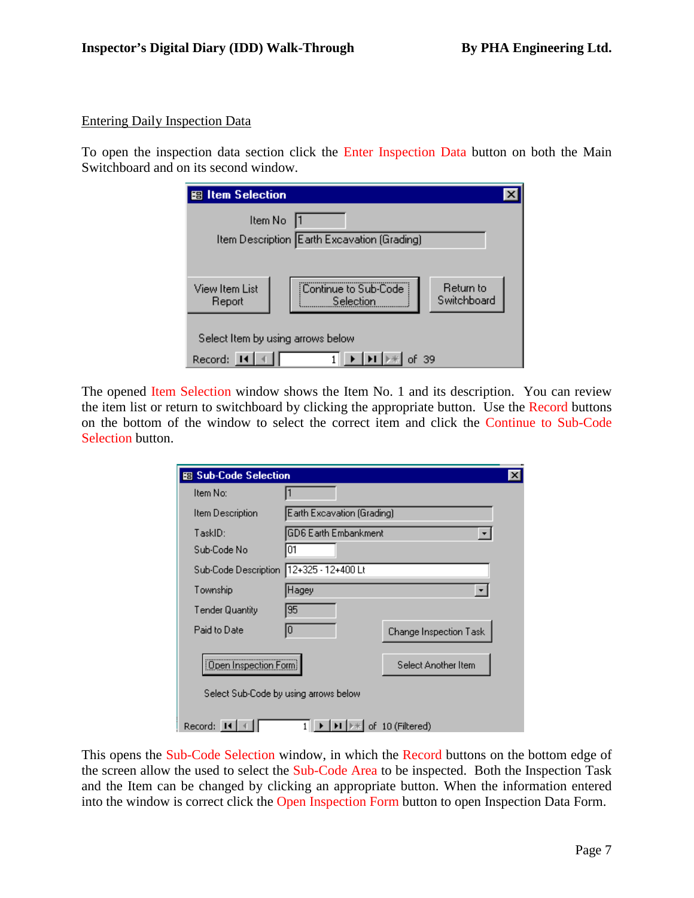## Entering Daily Inspection Data

To open the inspection data section click the Enter Inspection Data button on both the Main Switchboard and on its second window.

The opened Item Selection window shows the Item No. 1 and its description. You can review the item list or return to switchboard by clicking the appropriate button. Use the Record buttons on the bottom of the window to select the correct item and click the Continue to Sub-Code Selection button.

This opens the Sub-Code Selection window, in which the Record buttons on the bottom edge of the screen allow the used to select the Sub-Code Area to be inspected. Both the Inspection Task and the Item can be changed by clicking an appropriate button. When the information entered into the window is correct click the Open Inspection Form button to open Inspection Data Form.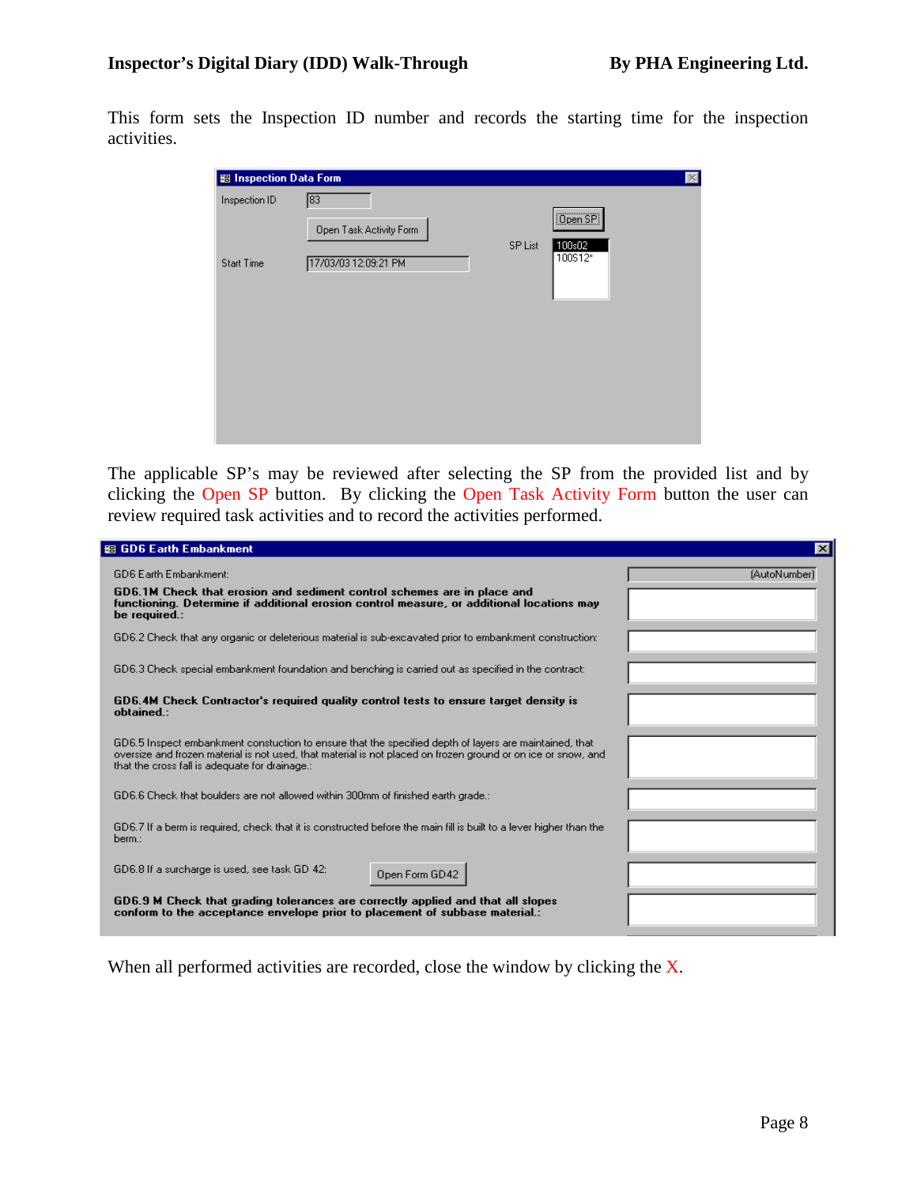This form sets the Inspection ID number and records the starting time for the inspection activities.

**Inspection Data Form**

| Field | Value |
|---|---|
| Inspection ID | 83 |
| Start Time | 17/03/03 12:09:21 PM |

Open Task Activity Form

Open SP

SP List: 100s02, 100S12*

The applicable SP's may be reviewed after selecting the SP from the provided list and by clicking the Open SP button. By clicking the Open Task Activity Form button the user can review required task activities and to record the activities performed.

**GD6 Earth Embankment**

GD6 Earth Embankment: (AutoNumber)

**GD6.1M Check that erosion and sediment control schemes are in place and functioning. Determine if additional erosion control measure, or additional locations may be required.:**

GD6.2 Check that any organic or deleterious material is sub-excavated prior to embankment construction:

GD6.3 Check special embankment foundation and benching is carried out as specified in the contract:

**GD6.4M Check Contractor's required quality control tests to ensure target density is obtained.:**

GD6.5 Inspect embankment constuction to ensure that the specified depth of layers are maintained, that oversize and frozen material is not used, that material is not placed on frozen ground or on ice or snow, and that the cross fall is adequate for drainage.:

GD6.6 Check that boulders are not allowed within 300mm of finished earth grade.:

GD6.7 If a berm is required, check that it is constructed before the main fill is built to a lever higher than the berm.:

GD6.8 If a surcharge is used, see task GD 42: Open Form GD42

**GD6.9 M Check that grading tolerances are correctly applied and that all slopes conform to the acceptance envelope prior to placement of subbase material.:**

When all performed activities are recorded, close the window by clicking the X.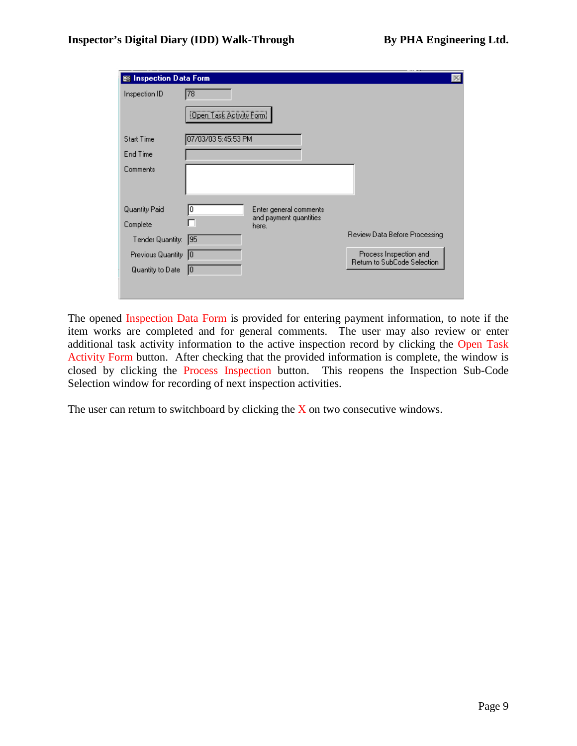The opened Inspection Data Form is provided for entering payment information, to note if the item works are completed and for general comments. The user may also review or enter additional task activity information to the active inspection record by clicking the Open Task Activity Form button. After checking that the provided information is complete, the window is closed by clicking the Process Inspection button. This reopens the Inspection Sub-Code Selection window for recording of next inspection activities.

The user can return to switchboard by clicking the X on two consecutive windows.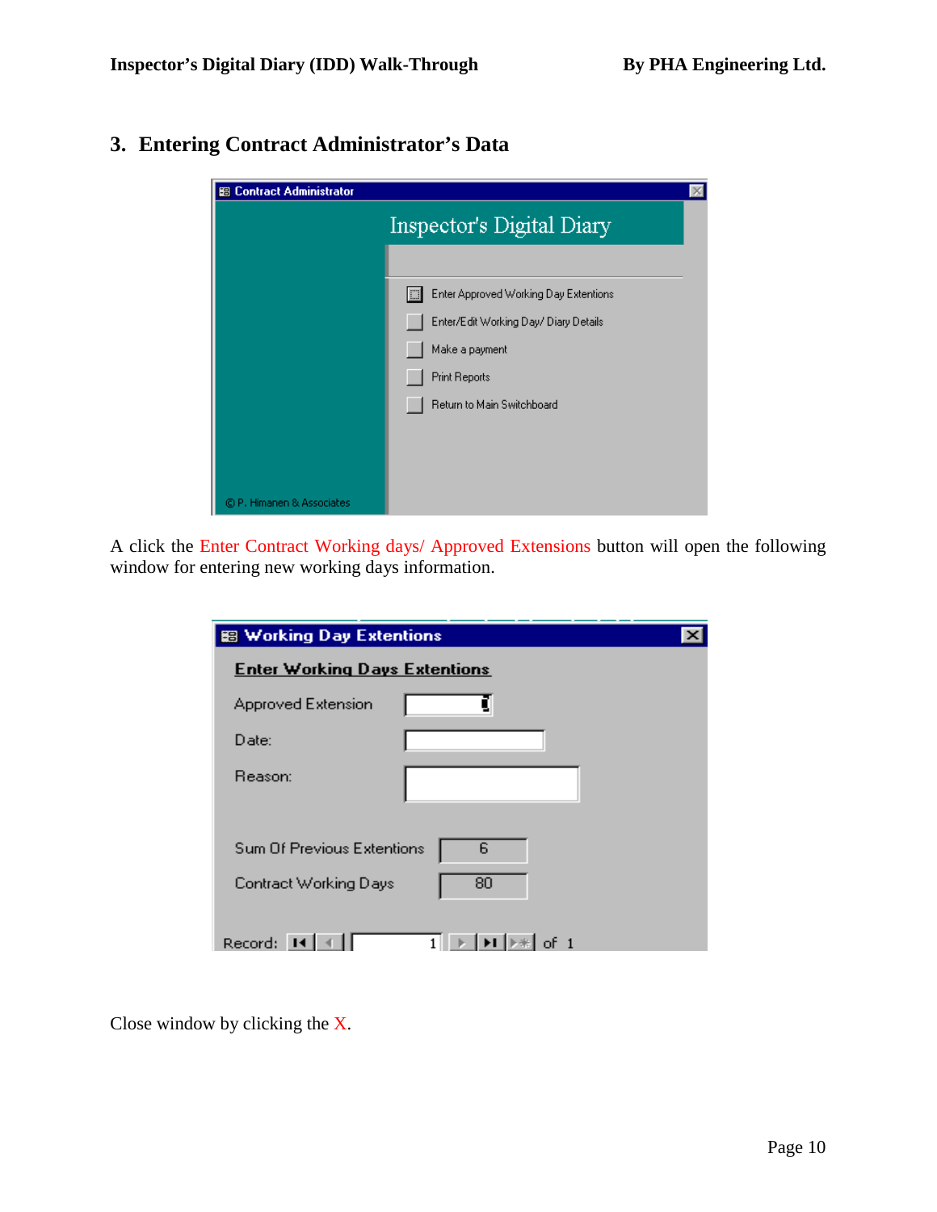## 3. Entering Contract Administrator's Data

A click the Enter Contract Working days/ Approved Extensions button will open the following window for entering new working days information.

Close window by clicking the X.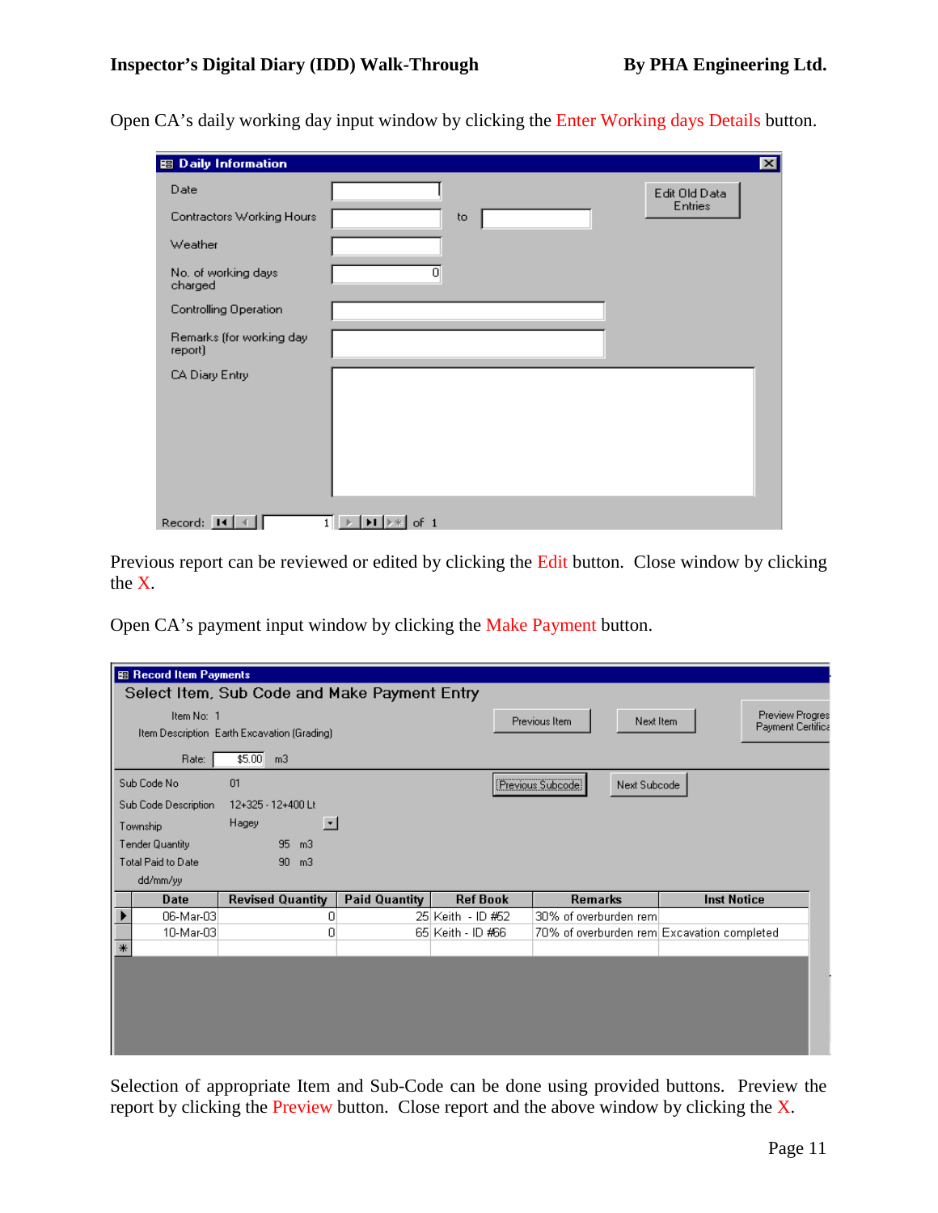Open CA's daily working day input window by clicking the Enter Working days Details button.

Previous report can be reviewed or edited by clicking the Edit button. Close window by clicking the X.

Open CA's payment input window by clicking the Make Payment button.

Selection of appropriate Item and Sub-Code can be done using provided buttons. Preview the report by clicking the Preview button. Close report and the above window by clicking the X.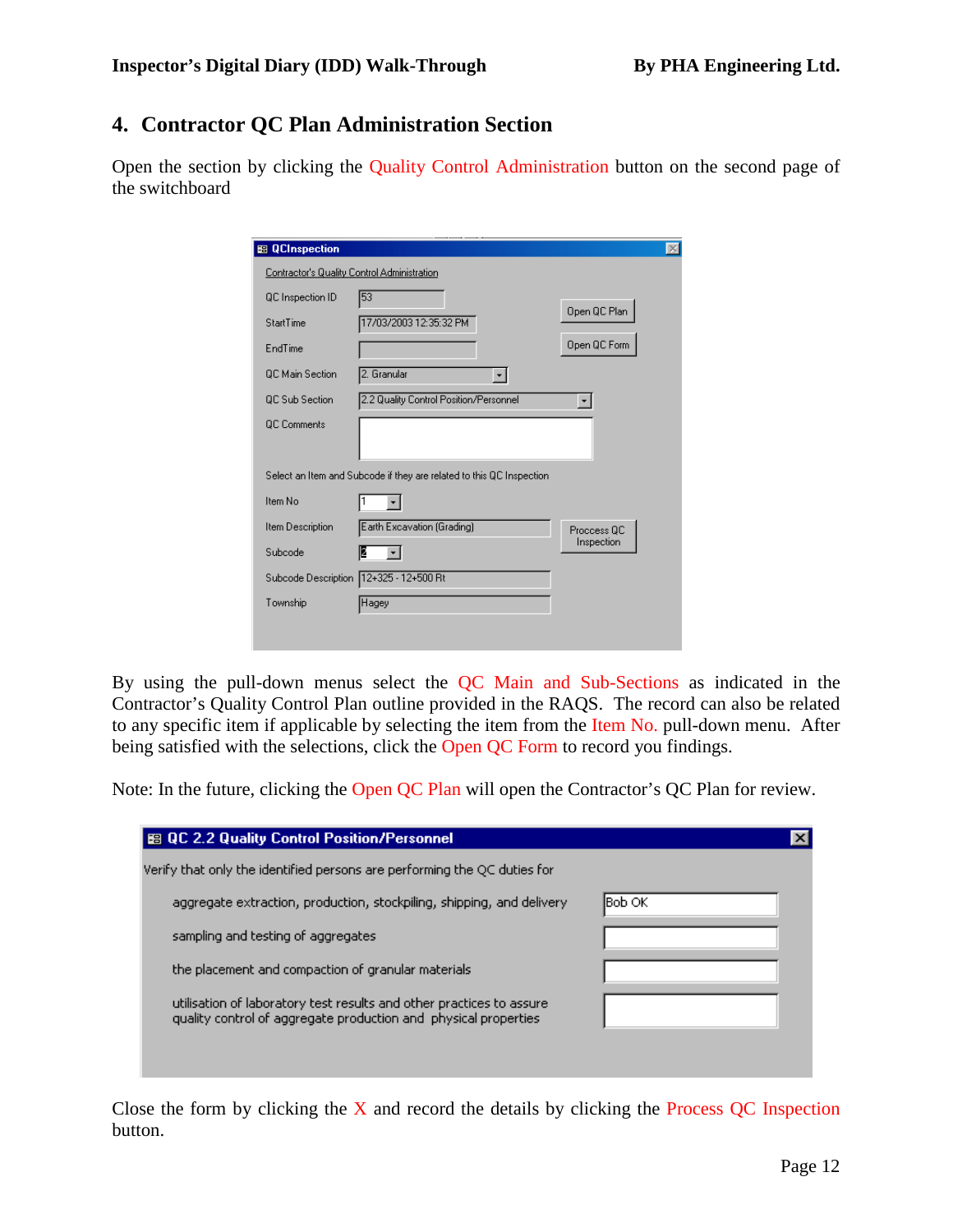## 4. Contractor QC Plan Administration Section

Open the section by clicking the Quality Control Administration button on the second page of the switchboard

By using the pull-down menus select the QC Main and Sub-Sections as indicated in the Contractor's Quality Control Plan outline provided in the RAQS. The record can also be related to any specific item if applicable by selecting the item from the Item No. pull-down menu. After being satisfied with the selections, click the Open QC Form to record you findings.

Note: In the future, clicking the Open QC Plan will open the Contractor's QC Plan for review.

Close the form by clicking the X and record the details by clicking the Process QC Inspection button.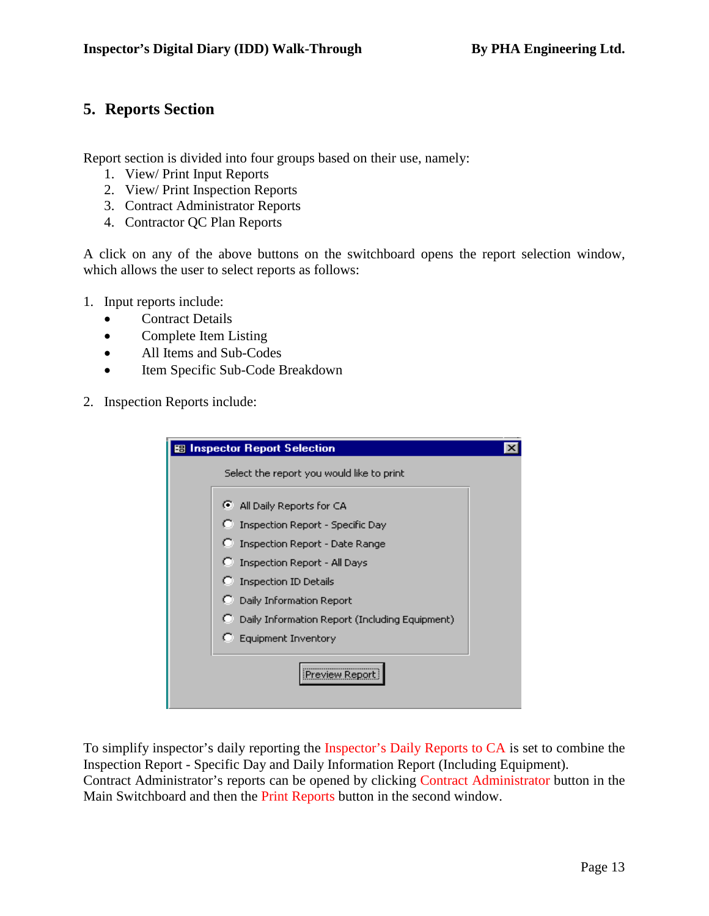## 5. Reports Section

Report section is divided into four groups based on their use, namely:

1. View/ Print Input Reports
2. View/ Print Inspection Reports
3. Contract Administrator Reports
4. Contractor QC Plan Reports

A click on any of the above buttons on the switchboard opens the report selection window, which allows the user to select reports as follows:

1. Input reports include:
   - Contract Details
   - Complete Item Listing
   - All Items and Sub-Codes
   - Item Specific Sub-Code Breakdown

2. Inspection Reports include:

**Inspector Report Selection**

Select the report you would like to print

- (•) All Daily Reports for CA
- ( ) Inspection Report - Specific Day
- ( ) Inspection Report - Date Range
- ( ) Inspection Report - All Days
- ( ) Inspection ID Details
- ( ) Daily Information Report
- ( ) Daily Information Report (Including Equipment)
- ( ) Equipment Inventory

[Preview Report]

To simplify inspector's daily reporting the Inspector's Daily Reports to CA is set to combine the Inspection Report - Specific Day and Daily Information Report (Including Equipment). Contract Administrator's reports can be opened by clicking Contract Administrator button in the Main Switchboard and then the Print Reports button in the second window.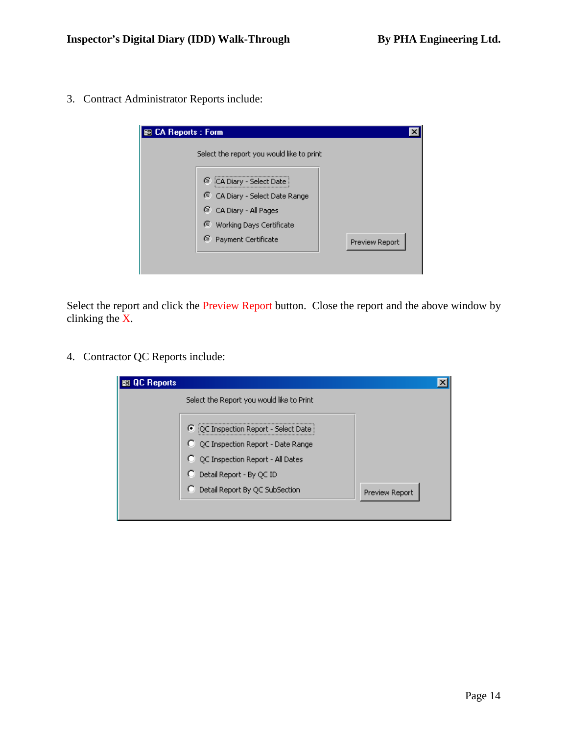3. Contract Administrator Reports include:

CA Reports : Form

Select the report you would like to print

- CA Diary - Select Date
- CA Diary - Select Date Range
- CA Diary - All Pages
- Working Days Certificate
- Payment Certificate

Preview Report

Select the report and click the Preview Report button. Close the report and the above window by clinking the X.

4. Contractor QC Reports include:

QC Reports

Select the Report you would like to Print

- QC Inspection Report - Select Date
- QC Inspection Report - Date Range
- QC Inspection Report - All Dates
- Detail Report - By QC ID
- Detail Report By QC SubSection

Preview Report